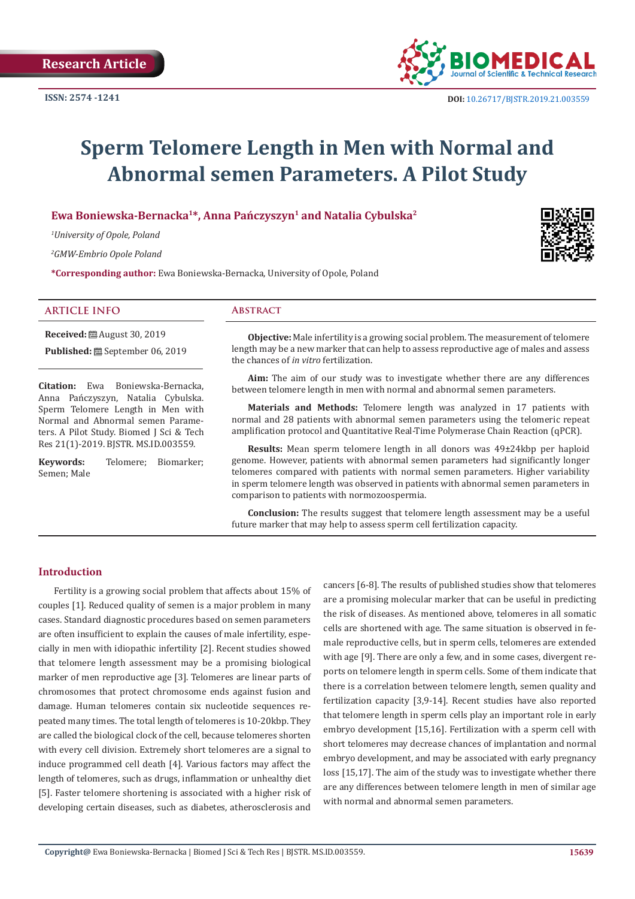Research Article

ISSN: 2574 -1241

DOI: 10.26717/BJSTR.2019.21.003559

# Sperm Telomere Length in Men with Normal and Abnormal semen Parameters. A Pilot Study

**Ewa Boniewska-Bernacka[1]*, Anna Pańczyszyn[1] and Natalia Cybulska[2]**

[1]*University of Opole, Poland*

[2]*GMW-Embrio Opole Poland*

***Corresponding author:** Ewa Boniewska-Bernacka, University of Opole, Poland

## ARTICLE INFO

**Received:** August 30, 2019

**Published:** September 06, 2019

**Citation:** Ewa Boniewska-Bernacka, Anna Pańczyszyn, Natalia Cybulska. Sperm Telomere Length in Men with Normal and Abnormal semen Parameters. A Pilot Study. Biomed J Sci & Tech Res 21(1)-2019. BJSTR. MS.ID.003559.

**Keywords:** Telomere; Biomarker; Semen; Male

## Abstract

**Objective:** Male infertility is a growing social problem. The measurement of telomere length may be a new marker that can help to assess reproductive age of males and assess the chances of *in vitro* fertilization.

**Aim:** The aim of our study was to investigate whether there are any differences between telomere length in men with normal and abnormal semen parameters.

**Materials and Methods:** Telomere length was analyzed in 17 patients with normal and 28 patients with abnormal semen parameters using the telomeric repeat amplification protocol and Quantitative Real-Time Polymerase Chain Reaction (qPCR).

**Results:** Mean sperm telomere length in all donors was 49±24kbp per haploid genome. However, patients with abnormal semen parameters had significantly longer telomeres compared with patients with normal semen parameters. Higher variability in sperm telomere length was observed in patients with abnormal semen parameters in comparison to patients with normozoospermia.

**Conclusion:** The results suggest that telomere length assessment may be a useful future marker that may help to assess sperm cell fertilization capacity.

## Introduction

Fertility is a growing social problem that affects about 15% of couples [1]. Reduced quality of semen is a major problem in many cases. Standard diagnostic procedures based on semen parameters are often insufficient to explain the causes of male infertility, especially in men with idiopathic infertility [2]. Recent studies showed that telomere length assessment may be a promising biological marker of men reproductive age [3]. Telomeres are linear parts of chromosomes that protect chromosome ends against fusion and damage. Human telomeres contain six nucleotide sequences repeated many times. The total length of telomeres is 10-20kbp. They are called the biological clock of the cell, because telomeres shorten with every cell division. Extremely short telomeres are a signal to induce programmed cell death [4]. Various factors may affect the length of telomeres, such as drugs, inflammation or unhealthy diet [5]. Faster telomere shortening is associated with a higher risk of developing certain diseases, such as diabetes, atherosclerosis and cancers [6-8]. The results of published studies show that telomeres are a promising molecular marker that can be useful in predicting the risk of diseases. As mentioned above, telomeres in all somatic cells are shortened with age. The same situation is observed in female reproductive cells, but in sperm cells, telomeres are extended with age [9]. There are only a few, and in some cases, divergent reports on telomere length in sperm cells. Some of them indicate that there is a correlation between telomere length, semen quality and fertilization capacity [3,9-14]. Recent studies have also reported that telomere length in sperm cells play an important role in early embryo development [15,16]. Fertilization with a sperm cell with short telomeres may decrease chances of implantation and normal embryo development, and may be associated with early pregnancy loss [15,17]. The aim of the study was to investigate whether there are any differences between telomere length in men of similar age with normal and abnormal semen parameters.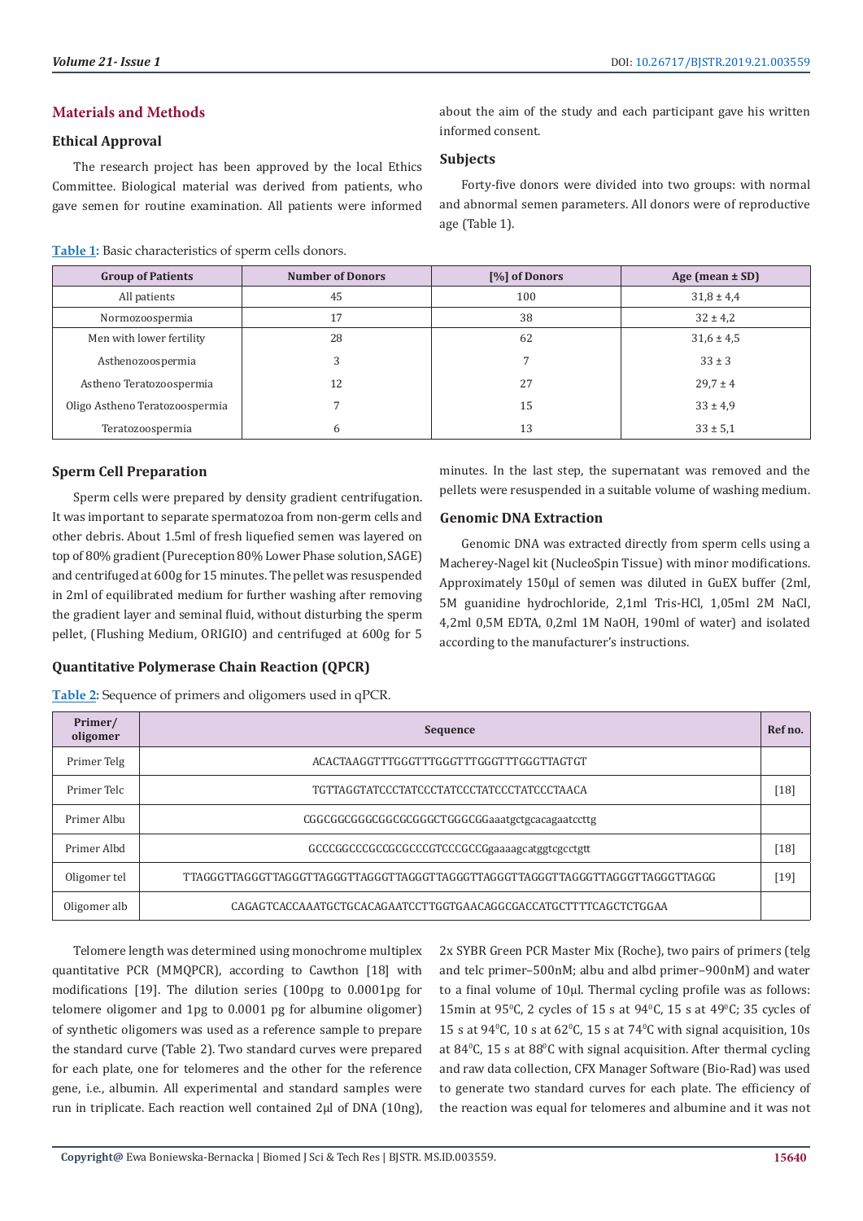## Materials and Methods

### Ethical Approval

The research project has been approved by the local Ethics Committee. Biological material was derived from patients, who gave semen for routine examination. All patients were informed about the aim of the study and each participant gave his written informed consent.

### Subjects

Forty-five donors were divided into two groups: with normal and abnormal semen parameters. All donors were of reproductive age (Table 1).

**Table 1:** Basic characteristics of sperm cells donors.

| Group of Patients | Number of Donors | [%] of Donors | Age (mean ± SD) |
|---|---|---|---|
| All patients | 45 | 100 | 31,8 ± 4,4 |
| Normozoospermia | 17 | 38 | 32 ± 4,2 |
| Men with lower fertility | 28 | 62 | 31,6 ± 4,5 |
| Asthenozoospermia | 3 | 7 | 33 ± 3 |
| Astheno Teratozoospermia | 12 | 27 | 29,7 ± 4 |
| Oligo Astheno Teratozoospermia | 7 | 15 | 33 ± 4,9 |
| Teratozoospermia | 6 | 13 | 33 ± 5,1 |

### Sperm Cell Preparation

Sperm cells were prepared by density gradient centrifugation. It was important to separate spermatozoa from non-germ cells and other debris. About 1.5ml of fresh liquefied semen was layered on top of 80% gradient (Pureception 80% Lower Phase solution, SAGE) and centrifuged at 600g for 15 minutes. The pellet was resuspended in 2ml of equilibrated medium for further washing after removing the gradient layer and seminal fluid, without disturbing the sperm pellet, (Flushing Medium, ORIGIO) and centrifuged at 600g for 5 minutes. In the last step, the supernatant was removed and the pellets were resuspended in a suitable volume of washing medium.

### Genomic DNA Extraction

Genomic DNA was extracted directly from sperm cells using a Macherey-Nagel kit (NucleoSpin Tissue) with minor modifications. Approximately 150µl of semen was diluted in GuEX buffer (2ml, 5M guanidine hydrochloride, 2,1ml Tris-HCl, 1,05ml 2M NaCl, 4,2ml 0,5M EDTA, 0,2ml 1M NaOH, 190ml of water) and isolated according to the manufacturer's instructions.

### Quantitative Polymerase Chain Reaction (QPCR)

**Table 2:** Sequence of primers and oligomers used in qPCR.

| Primer/ oligomer | Sequence | Ref no. |
|---|---|---|
| Primer Telg | ACACTAAGGTTTGGGTTTGGGTTTGGGTTTGGGTTAGTGT | |
| Primer Telc | TGTTAGGTATCCCTATCCCTATCCCTATCCCTATCCCTAACA | [18] |
| Primer Albu | CGGCGGCGGGCGGCGCGGGCTGGGCGGaaatgctgcacagaatccttg | |
| Primer Albd | GCCCGGCCCGCCGCGCCCGTCCCGCCGgaaaagcatggtcgcctgtt | [18] |
| Oligomer tel | TTAGGGTTAGGGTTAGGGTTAGGGTTAGGGTTAGGGTTAGGGTTAGGGTTAGGGTTAGGGTTAGGGTTAGGGTTAGGG | [19] |
| Oligomer alb | CAGAGTCACCAAATGCTGCACAGAATCCTTGGTGAACAGGCGACCATGCTTTTCAGCTCTGGAA | |

Telomere length was determined using monochrome multiplex quantitative PCR (MMQPCR), according to Cawthon [18] with modifications [19]. The dilution series (100pg to 0.0001pg for telomere oligomer and 1pg to 0.0001 pg for albumine oligomer) of synthetic oligomers was used as a reference sample to prepare the standard curve (Table 2). Two standard curves were prepared for each plate, one for telomeres and the other for the reference gene, i.e., albumin. All experimental and standard samples were run in triplicate. Each reaction well contained 2µl of DNA (10ng), 2x SYBR Green PCR Master Mix (Roche), two pairs of primers (telg and telc primer–500nM; albu and albd primer–900nM) and water to a final volume of 10µl. Thermal cycling profile was as follows: 15min at 95⁰C, 2 cycles of 15 s at 94⁰C, 15 s at 49⁰C; 35 cycles of 15 s at 94⁰C, 10 s at 62⁰C, 15 s at 74⁰C with signal acquisition, 10s at 84⁰C, 15 s at 88⁰C with signal acquisition. After thermal cycling and raw data collection, CFX Manager Software (Bio-Rad) was used to generate two standard curves for each plate. The efficiency of the reaction was equal for telomeres and albumine and it was not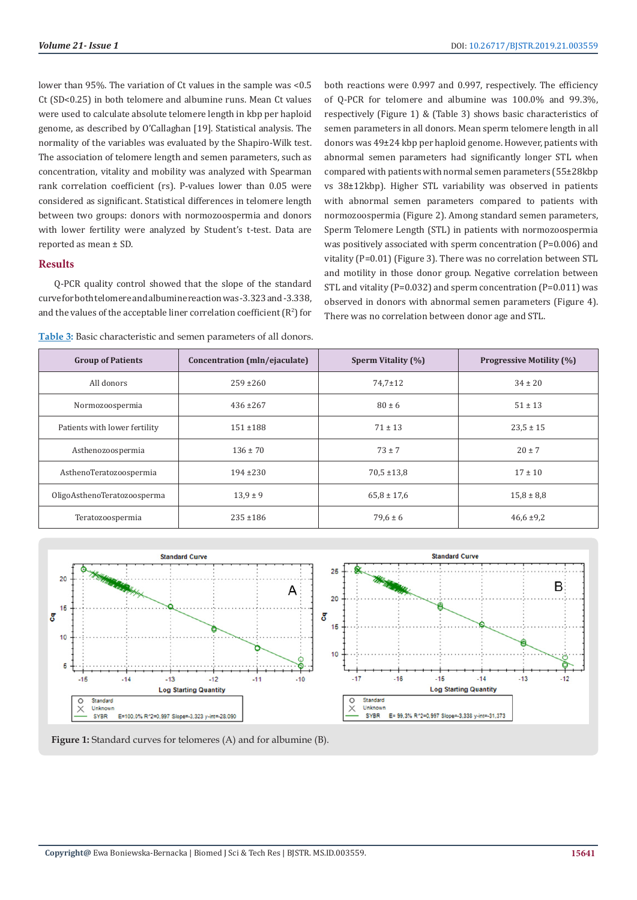lower than 95%. The variation of Ct values in the sample was <0.5 Ct (SD<0.25) in both telomere and albumine runs. Mean Ct values were used to calculate absolute telomere length in kbp per haploid genome, as described by O'Callaghan [19]. Statistical analysis. The normality of the variables was evaluated by the Shapiro-Wilk test. The association of telomere length and semen parameters, such as concentration, vitality and mobility was analyzed with Spearman rank correlation coefficient (rs). P-values lower than 0.05 were considered as significant. Statistical differences in telomere length between two groups: donors with normozoospermia and donors with lower fertility were analyzed by Student's t-test. Data are reported as mean ± SD.

## Results

Q-PCR quality control showed that the slope of the standard curve for both telomere and albumine reaction was -3.323 and -3.338, and the values of the acceptable liner correlation coefficient ($R^2$) for both reactions were 0.997 and 0.997, respectively. The efficiency of Q-PCR for telomere and albumine was 100.0% and 99.3%, respectively (Figure 1) & (Table 3) shows basic characteristics of semen parameters in all donors. Mean sperm telomere length in all donors was 49±24 kbp per haploid genome. However, patients with abnormal semen parameters had significantly longer STL when compared with patients with normal semen parameters (55±28kbp vs 38±12kbp). Higher STL variability was observed in patients with abnormal semen parameters compared to patients with normozoospermia (Figure 2). Among standard semen parameters, Sperm Telomere Length (STL) in patients with normozoospermia was positively associated with sperm concentration (P=0.006) and vitality (P=0.01) (Figure 3). There was no correlation between STL and motility in those donor group. Negative correlation between STL and vitality (P=0.032) and sperm concentration (P=0.011) was observed in donors with abnormal semen parameters (Figure 4). There was no correlation between donor age and STL.

Table 3: Basic characteristic and semen parameters of all donors.

| Group of Patients | Concentration (mln/ejaculate) | Sperm Vitality (%) | Progressive Motility (%) |
|---|---|---|---|
| All donors | 259 ±260 | 74,7±12 | 34 ± 20 |
| Normozoospermia | 436 ±267 | 80 ± 6 | 51 ± 13 |
| Patients with lower fertility | 151 ±188 | 71 ± 13 | 23,5 ± 15 |
| Asthenozoospermia | 136 ± 70 | 73 ± 7 | 20 ± 7 |
| AsthenoTeratozoospermia | 194 ±230 | 70,5 ±13,8 | 17 ± 10 |
| OligoAsthenoTeratozoosperma | 13,9 ± 9 | 65,8 ± 17,6 | 15,8 ± 8,8 |
| Teratozoospermia | 235 ±186 | 79,6 ± 6 | 46,6 ±9,2 |

**Figure 1:** Standard curves for telomeres (A) and for albumine (B).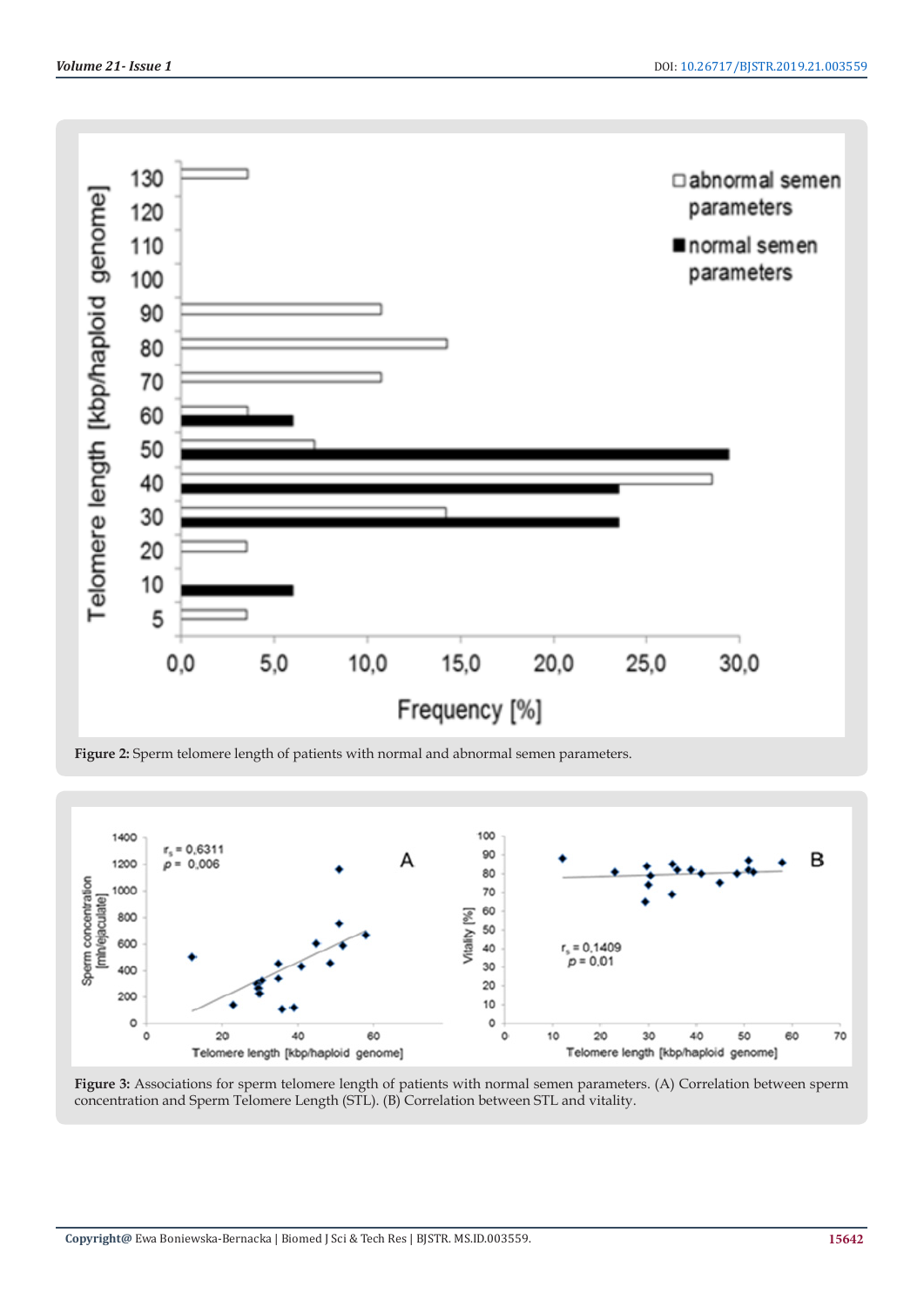**Figure 2:** Sperm telomere length of patients with normal and abnormal semen parameters.

**Figure 3:** Associations for sperm telomere length of patients with normal semen parameters. (A) Correlation between sperm concentration and Sperm Telomere Length (STL). (B) Correlation between STL and vitality.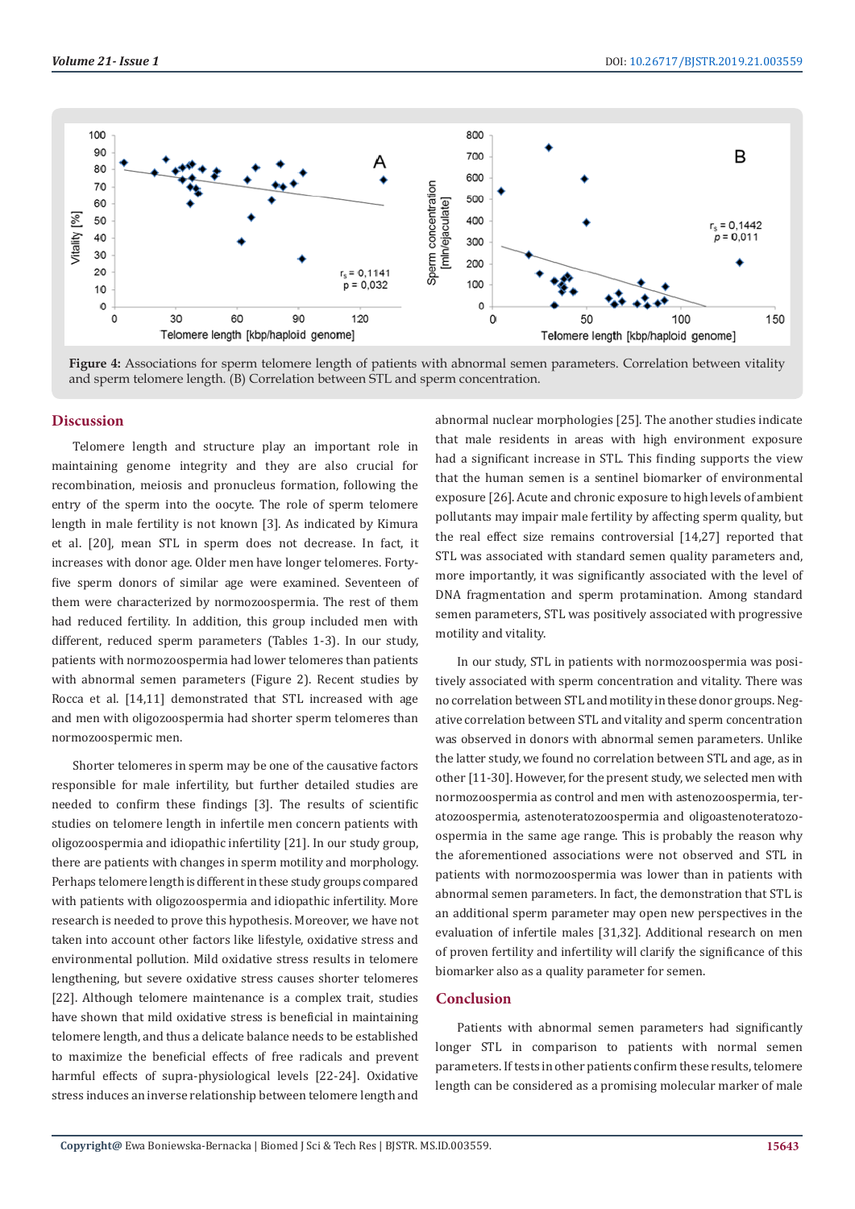**Figure 4:** Associations for sperm telomere length of patients with abnormal semen parameters. Correlation between vitality and sperm telomere length. (B) Correlation between STL and sperm concentration.

## Discussion

Telomere length and structure play an important role in maintaining genome integrity and they are also crucial for recombination, meiosis and pronucleus formation, following the entry of the sperm into the oocyte. The role of sperm telomere length in male fertility is not known [3]. As indicated by Kimura et al. [20], mean STL in sperm does not decrease. In fact, it increases with donor age. Older men have longer telomeres. Forty-five sperm donors of similar age were examined. Seventeen of them were characterized by normozoospermia. The rest of them had reduced fertility. In addition, this group included men with different, reduced sperm parameters (Tables 1-3). In our study, patients with normozoospermia had lower telomeres than patients with abnormal semen parameters (Figure 2). Recent studies by Rocca et al. [14,11] demonstrated that STL increased with age and men with oligozoospermia had shorter sperm telomeres than normozoospermic men.

Shorter telomeres in sperm may be one of the causative factors responsible for male infertility, but further detailed studies are needed to confirm these findings [3]. The results of scientific studies on telomere length in infertile men concern patients with oligozoospermia and idiopathic infertility [21]. In our study group, there are patients with changes in sperm motility and morphology. Perhaps telomere length is different in these study groups compared with patients with oligozoospermia and idiopathic infertility. More research is needed to prove this hypothesis. Moreover, we have not taken into account other factors like lifestyle, oxidative stress and environmental pollution. Mild oxidative stress results in telomere lengthening, but severe oxidative stress causes shorter telomeres [22]. Although telomere maintenance is a complex trait, studies have shown that mild oxidative stress is beneficial in maintaining telomere length, and thus a delicate balance needs to be established to maximize the beneficial effects of free radicals and prevent harmful effects of supra-physiological levels [22-24]. Oxidative stress induces an inverse relationship between telomere length and abnormal nuclear morphologies [25]. The another studies indicate that male residents in areas with high environment exposure had a significant increase in STL. This finding supports the view that the human semen is a sentinel biomarker of environmental exposure [26]. Acute and chronic exposure to high levels of ambient pollutants may impair male fertility by affecting sperm quality, but the real effect size remains controversial [14,27] reported that STL was associated with standard semen quality parameters and, more importantly, it was significantly associated with the level of DNA fragmentation and sperm protamination. Among standard semen parameters, STL was positively associated with progressive motility and vitality.

In our study, STL in patients with normozoospermia was positively associated with sperm concentration and vitality. There was no correlation between STL and motility in these donor groups. Negative correlation between STL and vitality and sperm concentration was observed in donors with abnormal semen parameters. Unlike the latter study, we found no correlation between STL and age, as in other [11-30]. However, for the present study, we selected men with normozoospermia as control and men with astenozoospermia, teratozoospermia, astenoteratozoospermia and oligoastenoteratozoospermia in the same age range. This is probably the reason why the aforementioned associations were not observed and STL in patients with normozoospermia was lower than in patients with abnormal semen parameters. In fact, the demonstration that STL is an additional sperm parameter may open new perspectives in the evaluation of infertile males [31,32]. Additional research on men of proven fertility and infertility will clarify the significance of this biomarker also as a quality parameter for semen.

## Conclusion

Patients with abnormal semen parameters had significantly longer STL in comparison to patients with normal semen parameters. If tests in other patients confirm these results, telomere length can be considered as a promising molecular marker of male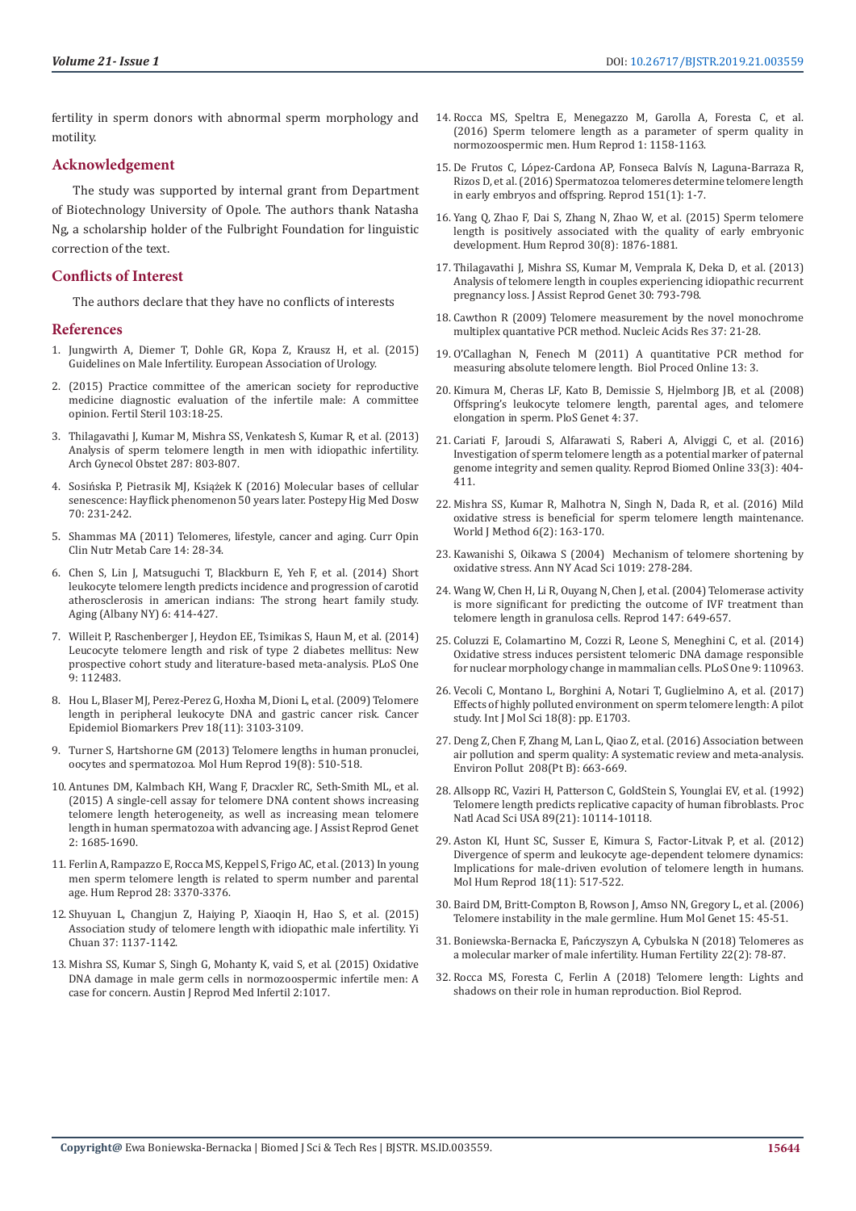fertility in sperm donors with abnormal sperm morphology and motility.

## Acknowledgement

The study was supported by internal grant from Department of Biotechnology University of Opole. The authors thank Natasha Ng, a scholarship holder of the Fulbright Foundation for linguistic correction of the text.

## Conflicts of Interest

The authors declare that they have no conflicts of interests

## References

1. Jungwirth A, Diemer T, Dohle GR, Kopa Z, Krausz H, et al. (2015) Guidelines on Male Infertility. European Association of Urology.
2. (2015) Practice committee of the american society for reproductive medicine diagnostic evaluation of the infertile male: A committee opinion. Fertil Steril 103:18-25.
3. Thilagavathi J, Kumar M, Mishra SS, Venkatesh S, Kumar R, et al. (2013) Analysis of sperm telomere length in men with idiopathic infertility. Arch Gynecol Obstet 287: 803-807.
4. Sosińska P, Pietrasik MJ, Książek K (2016) Molecular bases of cellular senescence: Hayflick phenomenon 50 years later. Postepy Hig Med Dosw 70: 231-242.
5. Shammas MA (2011) Telomeres, lifestyle, cancer and aging. Curr Opin Clin Nutr Metab Care 14: 28-34.
6. Chen S, Lin J, Matsuguchi T, Blackburn E, Yeh F, et al. (2014) Short leukocyte telomere length predicts incidence and progression of carotid atherosclerosis in american indians: The strong heart family study. Aging (Albany NY) 6: 414-427.
7. Willeit P, Raschenberger J, Heydon EE, Tsimikas S, Haun M, et al. (2014) Leucocyte telomere length and risk of type 2 diabetes mellitus: New prospective cohort study and literature-based meta-analysis. PLoS One 9: 112483.
8. Hou L, Blaser MJ, Perez-Perez G, Hoxha M, Dioni L, et al. (2009) Telomere length in peripheral leukocyte DNA and gastric cancer risk. Cancer Epidemiol Biomarkers Prev 18(11): 3103-3109.
9. Turner S, Hartshorne GM (2013) Telomere lengths in human pronuclei, oocytes and spermatozoa. Mol Hum Reprod 19(8): 510-518.
10. Antunes DM, Kalmbach KH, Wang F, Dracxler RC, Seth-Smith ML, et al. (2015) A single-cell assay for telomere DNA content shows increasing telomere length heterogeneity, as well as increasing mean telomere length in human spermatozoa with advancing age. J Assist Reprod Genet 2: 1685-1690.
11. Ferlin A, Rampazzo E, Rocca MS, Keppel S, Frigo AC, et al. (2013) In young men sperm telomere length is related to sperm number and parental age. Hum Reprod 28: 3370-3376.
12. Shuyuan L, Changjun Z, Haiying P, Xiaoqin H, Hao S, et al. (2015) Association study of telomere length with idiopathic male infertility. Yi Chuan 37: 1137-1142.
13. Mishra SS, Kumar S, Singh G, Mohanty K, vaid S, et al. (2015) Oxidative DNA damage in male germ cells in normozoospermic infertile men: A case for concern. Austin J Reprod Med Infertil 2:1017.
14. Rocca MS, Speltra E, Menegazzo M, Garolla A, Foresta C, et al. (2016) Sperm telomere length as a parameter of sperm quality in normozoospermic men. Hum Reprod 1: 1158-1163.
15. De Frutos C, López-Cardona AP, Fonseca Balvís N, Laguna-Barraza R, Rizos D, et al. (2016) Spermatozoa telomeres determine telomere length in early embryos and offspring. Reprod 151(1): 1-7.
16. Yang Q, Zhao F, Dai S, Zhang N, Zhao W, et al. (2015) Sperm telomere length is positively associated with the quality of early embryonic development. Hum Reprod 30(8): 1876-1881.
17. Thilagavathi J, Mishra SS, Kumar M, Vemprala K, Deka D, et al. (2013) Analysis of telomere length in couples experiencing idiopathic recurrent pregnancy loss. J Assist Reprod Genet 30: 793-798.
18. Cawthon R (2009) Telomere measurement by the novel monochrome multiplex quantative PCR method. Nucleic Acids Res 37: 21-28.
19. O'Callaghan N, Fenech M (2011) A quantitative PCR method for measuring absolute telomere length. Biol Proced Online 13: 3.
20. Kimura M, Cheras LF, Kato B, Demissie S, Hjelmborg JB, et al. (2008) Offspring's leukocyte telomere length, parental ages, and telomere elongation in sperm. PloS Genet 4: 37.
21. Cariati F, Jaroudi S, Alfarawati S, Raberi A, Alviggi C, et al. (2016) Investigation of sperm telomere length as a potential marker of paternal genome integrity and semen quality. Reprod Biomed Online 33(3): 404-411.
22. Mishra SS, Kumar R, Malhotra N, Singh N, Dada R, et al. (2016) Mild oxidative stress is beneficial for sperm telomere length maintenance. World J Method 6(2): 163-170.
23. Kawanishi S, Oikawa S (2004) Mechanism of telomere shortening by oxidative stress. Ann NY Acad Sci 1019: 278-284.
24. Wang W, Chen H, Li R, Ouyang N, Chen J, et al. (2004) Telomerase activity is more significant for predicting the outcome of IVF treatment than telomere length in granulosa cells. Reprod 147: 649-657.
25. Coluzzi E, Colamartino M, Cozzi R, Leone S, Meneghini C, et al. (2014) Oxidative stress induces persistent telomeric DNA damage responsible for nuclear morphology change in mammalian cells. PLoS One 9: 110963.
26. Vecoli C, Montano L, Borghini A, Notari T, Guglielmino A, et al. (2017) Effects of highly polluted environment on sperm telomere length: A pilot study. Int J Mol Sci 18(8): pp. E1703.
27. Deng Z, Chen F, Zhang M, Lan L, Qiao Z, et al. (2016) Association between air pollution and sperm quality: A systematic review and meta-analysis. Environ Pollut 208(Pt B): 663-669.
28. Allsopp RC, Vaziri H, Patterson C, GoldStein S, Younglai EV, et al. (1992) Telomere length predicts replicative capacity of human fibroblasts. Proc Natl Acad Sci USA 89(21): 10114-10118.
29. Aston KI, Hunt SC, Susser E, Kimura S, Factor-Litvak P, et al. (2012) Divergence of sperm and leukocyte age-dependent telomere dynamics: Implications for male-driven evolution of telomere length in humans. Mol Hum Reprod 18(11): 517-522.
30. Baird DM, Britt-Compton B, Rowson J, Amso NN, Gregory L, et al. (2006) Telomere instability in the male germline. Hum Mol Genet 15: 45-51.
31. Boniewska-Bernacka E, Pańczyszyn A, Cybulska N (2018) Telomeres as a molecular marker of male infertility. Human Fertility 22(2): 78-87.
32. Rocca MS, Foresta C, Ferlin A (2018) Telomere length: Lights and shadows on their role in human reproduction. Biol Reprod.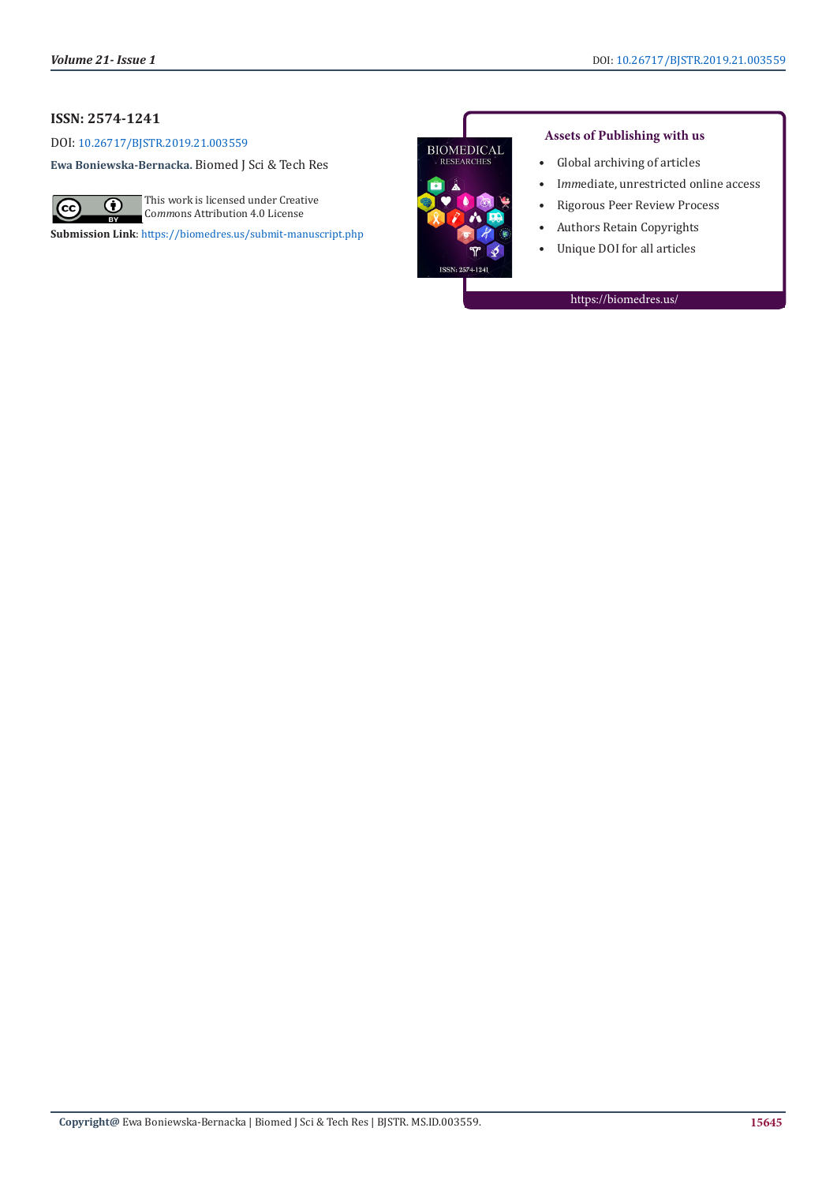**ISSN: 2574-1241**

DOI: 10.26717/BJSTR.2019.21.003559

**Ewa Boniewska-Bernacka.** Biomed J Sci & Tech Res

This work is licensed under Creative Commons Attribution 4.0 License

**Submission Link**: https://biomedres.us/submit-manuscript.php

**Assets of Publishing with us**

- Global archiving of articles
- Immediate, unrestricted online access
- Rigorous Peer Review Process
- Authors Retain Copyrights
- Unique DOI for all articles

https://biomedres.us/